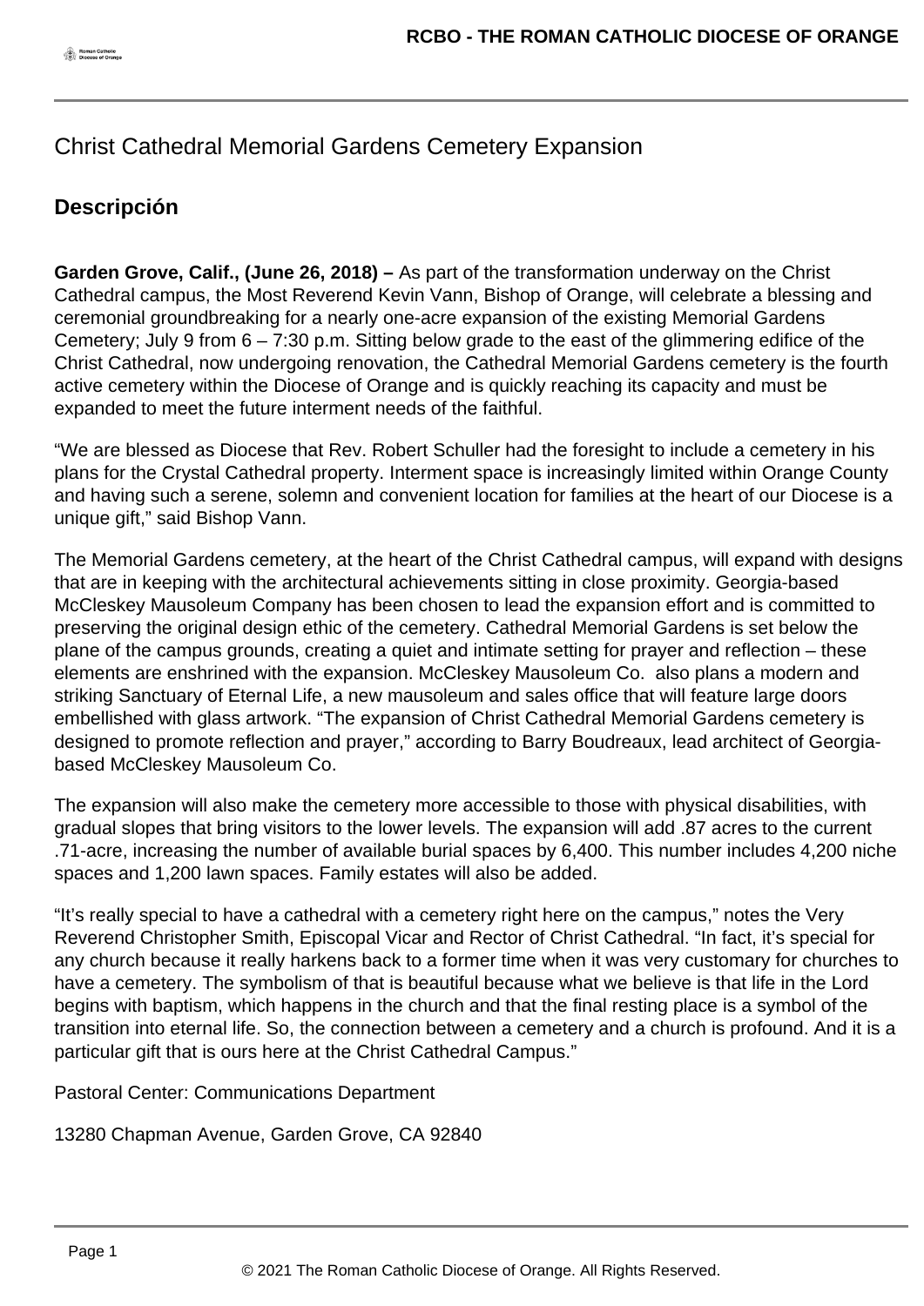# Christ Cathedral Memorial Gardens Cemetery Expansion

## Descripción

**Garden Grove, Calif., (June 26, 2018) –** As part of the transformation underway on the Christ Cathedral campus, the Most Reverend Kevin Vann, Bishop of Orange, will celebrate a blessing and ceremonial groundbreaking for a nearly one-acre expansion of the existing Memorial Gardens Cemetery; July 9 from 6 – 7:30 p.m. Sitting below grade to the east of the glimmering edifice of the Christ Cathedral, now undergoing renovation, the Cathedral Memorial Gardens cemetery is the fourth active cemetery within the Diocese of Orange and is quickly reaching its capacity and must be expanded to meet the future interment needs of the faithful.

"We are blessed as Diocese that Rev. Robert Schuller had the foresight to include a cemetery in his plans for the Crystal Cathedral property. Interment space is increasingly limited within Orange County and having such a serene, solemn and convenient location for families at the heart of our Diocese is a unique gift," said Bishop Vann.

The Memorial Gardens cemetery, at the heart of the Christ Cathedral campus, will expand with designs that are in keeping with the architectural achievements sitting in close proximity. Georgia-based McCleskey Mausoleum Company has been chosen to lead the expansion effort and is committed to preserving the original design ethic of the cemetery. Cathedral Memorial Gardens is set below the plane of the campus grounds, creating a quiet and intimate setting for prayer and reflection – these elements are enshrined with the expansion. McCleskey Mausoleum Co. also plans a modern and striking Sanctuary of Eternal Life, a new mausoleum and sales office that will feature large doors embellished with glass artwork. "The expansion of Christ Cathedral Memorial Gardens cemetery is designed to promote reflection and prayer," according to Barry Boudreaux, lead architect of Georgia-based McCleskey Mausoleum Co.

The expansion will also make the cemetery more accessible to those with physical disabilities, with gradual slopes that bring visitors to the lower levels. The expansion will add .87 acres to the current .71-acre, increasing the number of available burial spaces by 6,400. This number includes 4,200 niche spaces and 1,200 lawn spaces. Family estates will also be added.

"It's really special to have a cathedral with a cemetery right here on the campus," notes the Very Reverend Christopher Smith, Episcopal Vicar and Rector of Christ Cathedral. "In fact, it's special for any church because it really harkens back to a former time when it was very customary for churches to have a cemetery. The symbolism of that is beautiful because what we believe is that life in the Lord begins with baptism, which happens in the church and that the final resting place is a symbol of the transition into eternal life. So, the connection between a cemetery and a church is profound. And it is a particular gift that is ours here at the Christ Cathedral Campus."

Pastoral Center: Communications Department

13280 Chapman Avenue, Garden Grove, CA 92840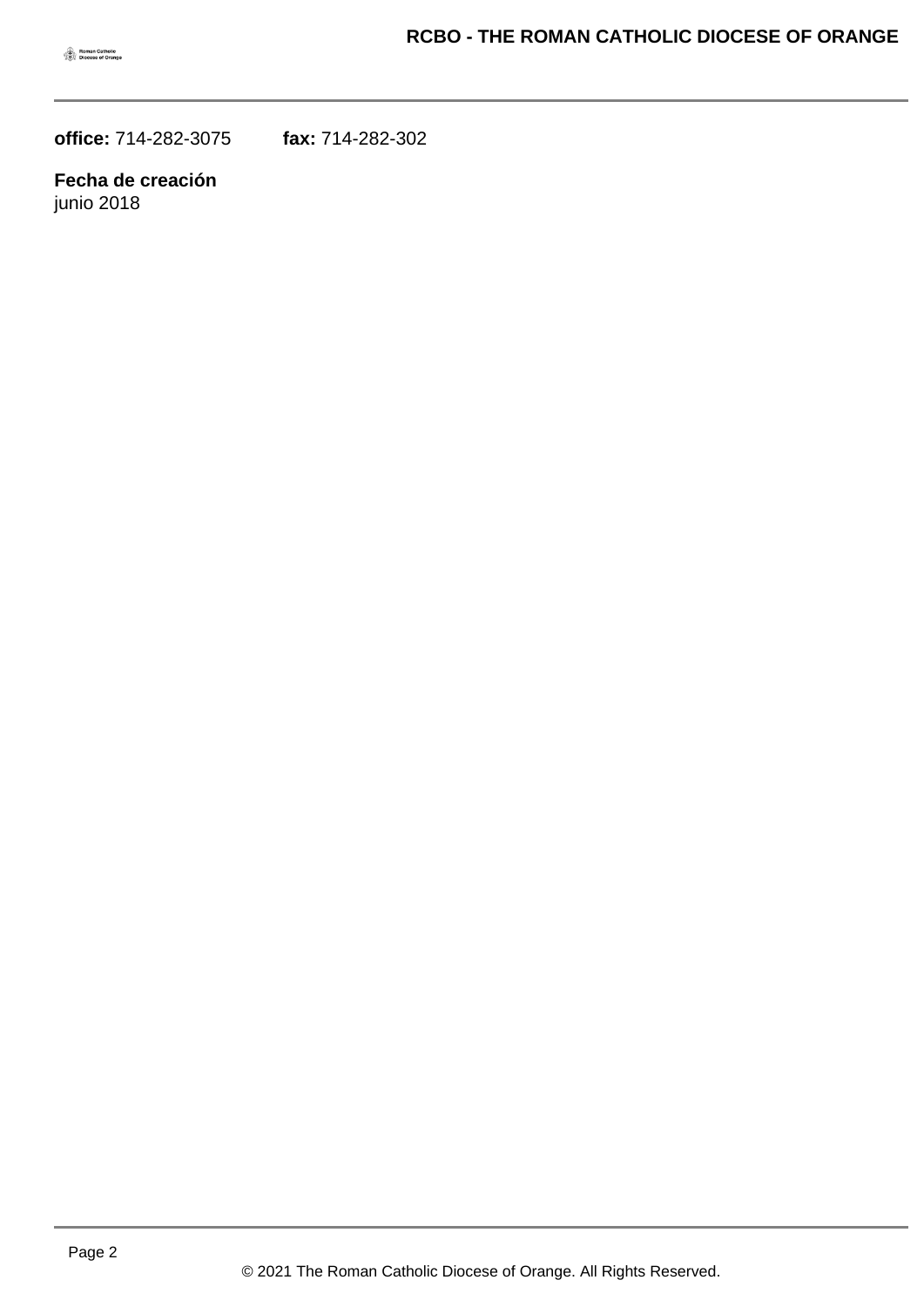**office:** 714-282-3075 **fax:** 714-282-302

**Fecha de creación**
junio 2018